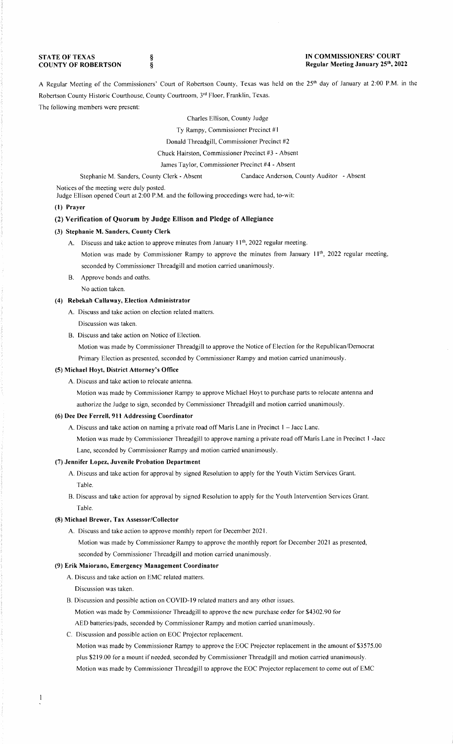**STATE OF TEXAS** §
**COUNTY OF ROBERTSON** §

**IN COMMISSIONERS' COURT**
**Regular Meeting January 25th, 2022**

A Regular Meeting of the Commissioners' Court of Robertson County, Texas was held on the 25th day of January at 2:00 P.M. in the Robertson County Historic Courthouse, County Courtroom, 3rd Floor, Franklin, Texas.

The following members were present:

Charles Ellison, County Judge

Ty Rampy, Commissioner Precinct #1

Donald Threadgill, Commissioner Precinct #2

Chuck Hairston, Commissioner Precinct #3 - Absent

James Taylor, Commissioner Precinct #4 - Absent

Stephanie M. Sanders, County Clerk - Absent Candace Anderson, County Auditor - Absent

Notices of the meeting were duly posted.
Judge Ellison opened Court at 2:00 P.M. and the following proceedings were had, to-wit:

**(1) Prayer**

**(2) Verification of Quorum by Judge Ellison and Pledge of Allegiance**

**(3) Stephanie M. Sanders, County Clerk**

A. Discuss and take action to approve minutes from January 11th, 2022 regular meeting.
Motion was made by Commissioner Rampy to approve the minutes from January 11th, 2022 regular meeting, seconded by Commissioner Threadgill and motion carried unanimously.

B. Approve bonds and oaths.
No action taken.

**(4) Rebekah Callaway, Election Administrator**

A. Discuss and take action on election related matters.
Discussion was taken.

B. Discuss and take action on Notice of Election.
Motion was made by Commissioner Threadgill to approve the Notice of Election for the Republican/Democrat Primary Election as presented, seconded by Commissioner Rampy and motion carried unanimously.

**(5) Michael Hoyt, District Attorney's Office**

A. Discuss and take action to relocate antenna.
Motion was made by Commissioner Rampy to approve Michael Hoyt to purchase parts to relocate antenna and authorize the Judge to sign, seconded by Commissioner Threadgill and motion carried unanimously.

**(6) Dee Dee Ferrell, 911 Addressing Coordinator**

A. Discuss and take action on naming a private road off Maris Lane in Precinct 1 – Jacc Lane.
Motion was made by Commissioner Threadgill to approve naming a private road off Maris Lane in Precinct 1 -Jacc Lane, seconded by Commissioner Rampy and motion carried unanimously.

**(7) Jennifer Lopez, Juvenile Probation Department**

A. Discuss and take action for approval by signed Resolution to apply for the Youth Victim Services Grant.
Table.

B. Discuss and take action for approval by signed Resolution to apply for the Youth Intervention Services Grant.
Table.

**(8) Michael Brewer, Tax Assessor/Collector**

A. Discuss and take action to approve monthly report for December 2021.
Motion was made by Commissioner Rampy to approve the monthly report for December 2021 as presented, seconded by Commissioner Threadgill and motion carried unanimously.

**(9) Erik Maiorano, Emergency Management Coordinator**

A. Discuss and take action on EMC related matters.
Discussion was taken.

B. Discussion and possible action on COVID-19 related matters and any other issues.
Motion was made by Commissioner Threadgill to approve the new purchase order for $4302.90 for AED batteries/pads, seconded by Commissioner Rampy and motion carried unanimously.

C. Discussion and possible action on EOC Projector replacement.
Motion was made by Commissioner Rampy to approve the EOC Projector replacement in the amount of $3575.00 plus $219.00 for a mount if needed, seconded by Commissioner Threadgill and motion carried unanimously.
Motion was made by Commissioner Threadgill to approve the EOC Projector replacement to come out of EMC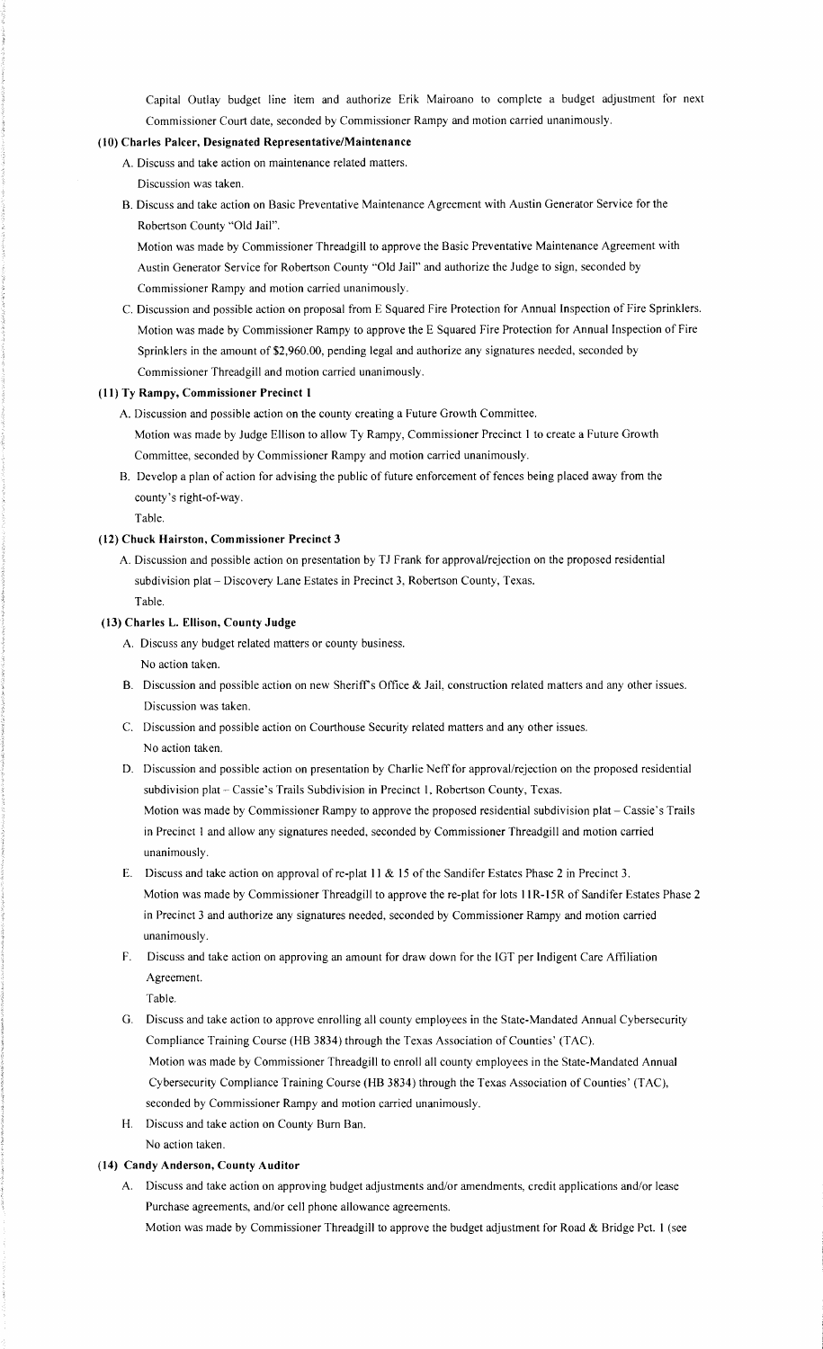Capital Outlay budget line item and authorize Erik Mairoano to complete a budget adjustment for next Commissioner Court date, seconded by Commissioner Rampy and motion carried unanimously.

**(10) Charles Palcer, Designated Representative/Maintenance**

A. Discuss and take action on maintenance related matters.
   Discussion was taken.

B. Discuss and take action on Basic Preventative Maintenance Agreement with Austin Generator Service for the Robertson County "Old Jail".
   Motion was made by Commissioner Threadgill to approve the Basic Preventative Maintenance Agreement with Austin Generator Service for Robertson County "Old Jail" and authorize the Judge to sign, seconded by Commissioner Rampy and motion carried unanimously.

C. Discussion and possible action on proposal from E Squared Fire Protection for Annual Inspection of Fire Sprinklers.
   Motion was made by Commissioner Rampy to approve the E Squared Fire Protection for Annual Inspection of Fire Sprinklers in the amount of $2,960.00, pending legal and authorize any signatures needed, seconded by Commissioner Threadgill and motion carried unanimously.

**(11) Ty Rampy, Commissioner Precinct 1**

A. Discussion and possible action on the county creating a Future Growth Committee.
   Motion was made by Judge Ellison to allow Ty Rampy, Commissioner Precinct 1 to create a Future Growth Committee, seconded by Commissioner Rampy and motion carried unanimously.

B. Develop a plan of action for advising the public of future enforcement of fences being placed away from the county's right-of-way.
   Table.

**(12) Chuck Hairston, Commissioner Precinct 3**

A. Discussion and possible action on presentation by TJ Frank for approval/rejection on the proposed residential subdivision plat – Discovery Lane Estates in Precinct 3, Robertson County, Texas.
   Table.

**(13) Charles L. Ellison, County Judge**

A. Discuss any budget related matters or county business.
   No action taken.

B. Discussion and possible action on new Sheriff's Office & Jail, construction related matters and any other issues.
   Discussion was taken.

C. Discussion and possible action on Courthouse Security related matters and any other issues.
   No action taken.

D. Discussion and possible action on presentation by Charlie Neff for approval/rejection on the proposed residential subdivision plat – Cassie's Trails Subdivision in Precinct 1, Robertson County, Texas.
   Motion was made by Commissioner Rampy to approve the proposed residential subdivision plat – Cassie's Trails in Precinct 1 and allow any signatures needed, seconded by Commissioner Threadgill and motion carried unanimously.

E. Discuss and take action on approval of re-plat 11 & 15 of the Sandifer Estates Phase 2 in Precinct 3.
   Motion was made by Commissioner Threadgill to approve the re-plat for lots 11R-15R of Sandifer Estates Phase 2 in Precinct 3 and authorize any signatures needed, seconded by Commissioner Rampy and motion carried unanimously.

F. Discuss and take action on approving an amount for draw down for the IGT per Indigent Care Affiliation Agreement.
   Table.

G. Discuss and take action to approve enrolling all county employees in the State-Mandated Annual Cybersecurity Compliance Training Course (HB 3834) through the Texas Association of Counties' (TAC).
   Motion was made by Commissioner Threadgill to enroll all county employees in the State-Mandated Annual Cybersecurity Compliance Training Course (HB 3834) through the Texas Association of Counties' (TAC), seconded by Commissioner Rampy and motion carried unanimously.

H. Discuss and take action on County Burn Ban.
   No action taken.

**(14) Candy Anderson, County Auditor**

A. Discuss and take action on approving budget adjustments and/or amendments, credit applications and/or lease Purchase agreements, and/or cell phone allowance agreements.
   Motion was made by Commissioner Threadgill to approve the budget adjustment for Road & Bridge Pct. 1 (see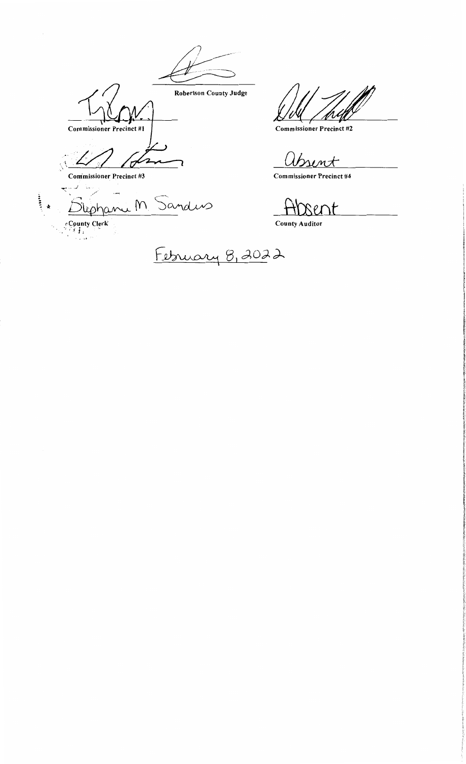Robertson County Judge

Commissioner Precinct #1

Commissioner Precinct #2

Commissioner Precinct #3

absent

Commissioner Precinct #4

Stephanie M. Sanders

County Clerk

Absent

County Auditor

February 8, 2022